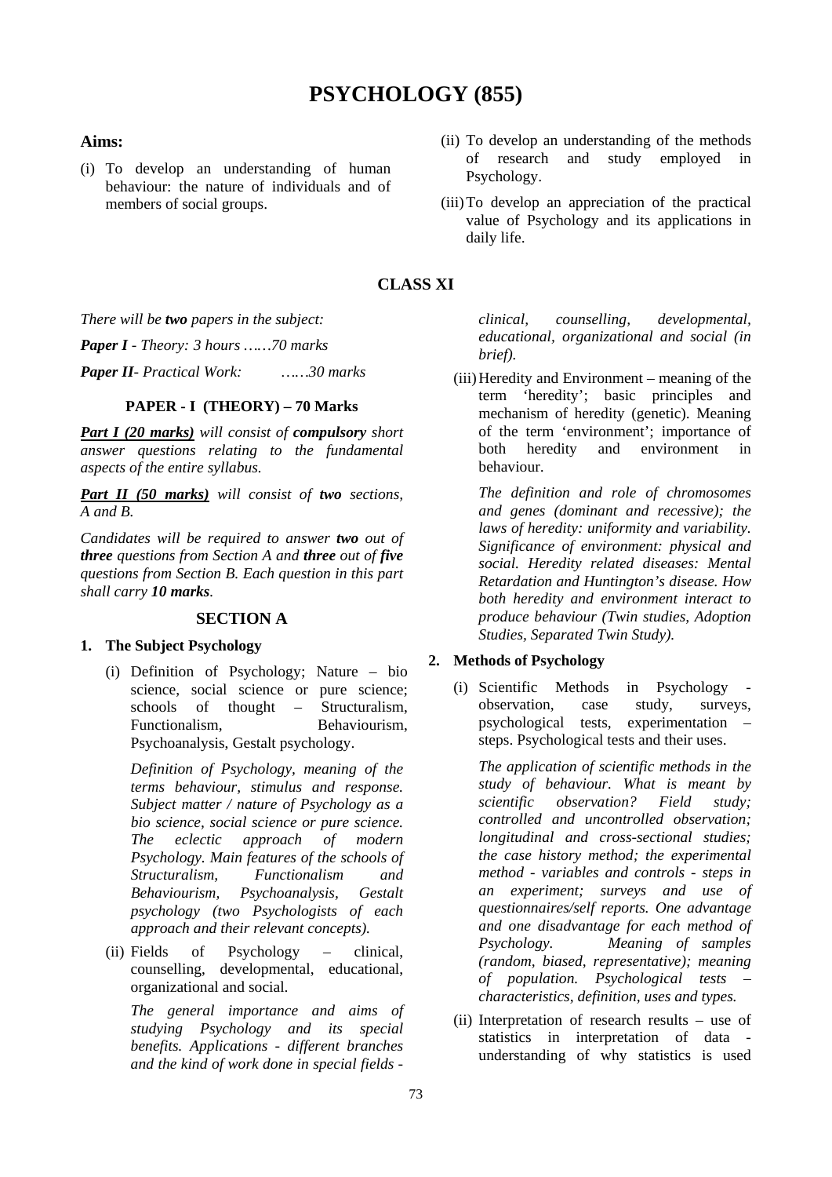# PSYCHOLOGY (855)

**Aims:**

(i) To develop an understanding of human behaviour: the nature of individuals and of members of social groups.

(ii) To develop an understanding of the methods of research and study employed in Psychology.

(iii) To develop an appreciation of the practical value of Psychology and its applications in daily life.

## CLASS XI

*There will be **two** papers in the subject:*

***Paper I** - Theory: 3 hours ……70 marks*

***Paper II**- Practical Work: ……30 marks*

### PAPER - I (THEORY) – 70 Marks

***Part I (20 marks)** will consist of **compulsory** short answer questions relating to the fundamental aspects of the entire syllabus.*

***Part II (50 marks)** will consist of **two** sections, A and B.*

*Candidates will be required to answer **two** out of **three** questions from Section A and **three** out of **five** questions from Section B. Each question in this part shall carry **10 marks**.*

### SECTION A

**1. The Subject Psychology**

(i) Definition of Psychology; Nature – bio science, social science or pure science; schools of thought – Structuralism, Functionalism, Behaviourism, Psychoanalysis, Gestalt psychology.

*Definition of Psychology, meaning of the terms behaviour, stimulus and response. Subject matter / nature of Psychology as a bio science, social science or pure science. The eclectic approach of modern Psychology. Main features of the schools of Structuralism, Functionalism and Behaviourism, Psychoanalysis, Gestalt psychology (two Psychologists of each approach and their relevant concepts).*

(ii) Fields of Psychology – clinical, counselling, developmental, educational, organizational and social.

*The general importance and aims of studying Psychology and its special benefits. Applications - different branches and the kind of work done in special fields - clinical, counselling, developmental, educational, organizational and social (in brief).*

(iii) Heredity and Environment – meaning of the term 'heredity'; basic principles and mechanism of heredity (genetic). Meaning of the term 'environment'; importance of both heredity and environment in behaviour.

*The definition and role of chromosomes and genes (dominant and recessive); the laws of heredity: uniformity and variability. Significance of environment: physical and social. Heredity related diseases: Mental Retardation and Huntington's disease. How both heredity and environment interact to produce behaviour (Twin studies, Adoption Studies, Separated Twin Study).*

**2. Methods of Psychology**

(i) Scientific Methods in Psychology - observation, case study, surveys, psychological tests, experimentation – steps. Psychological tests and their uses.

*The application of scientific methods in the study of behaviour. What is meant by scientific observation? Field study; controlled and uncontrolled observation; longitudinal and cross-sectional studies; the case history method; the experimental method - variables and controls - steps in an experiment; surveys and use of questionnaires/self reports. One advantage and one disadvantage for each method of Psychology. Meaning of samples (random, biased, representative); meaning of population. Psychological tests – characteristics, definition, uses and types.*

(ii) Interpretation of research results – use of statistics in interpretation of data - understanding of why statistics is used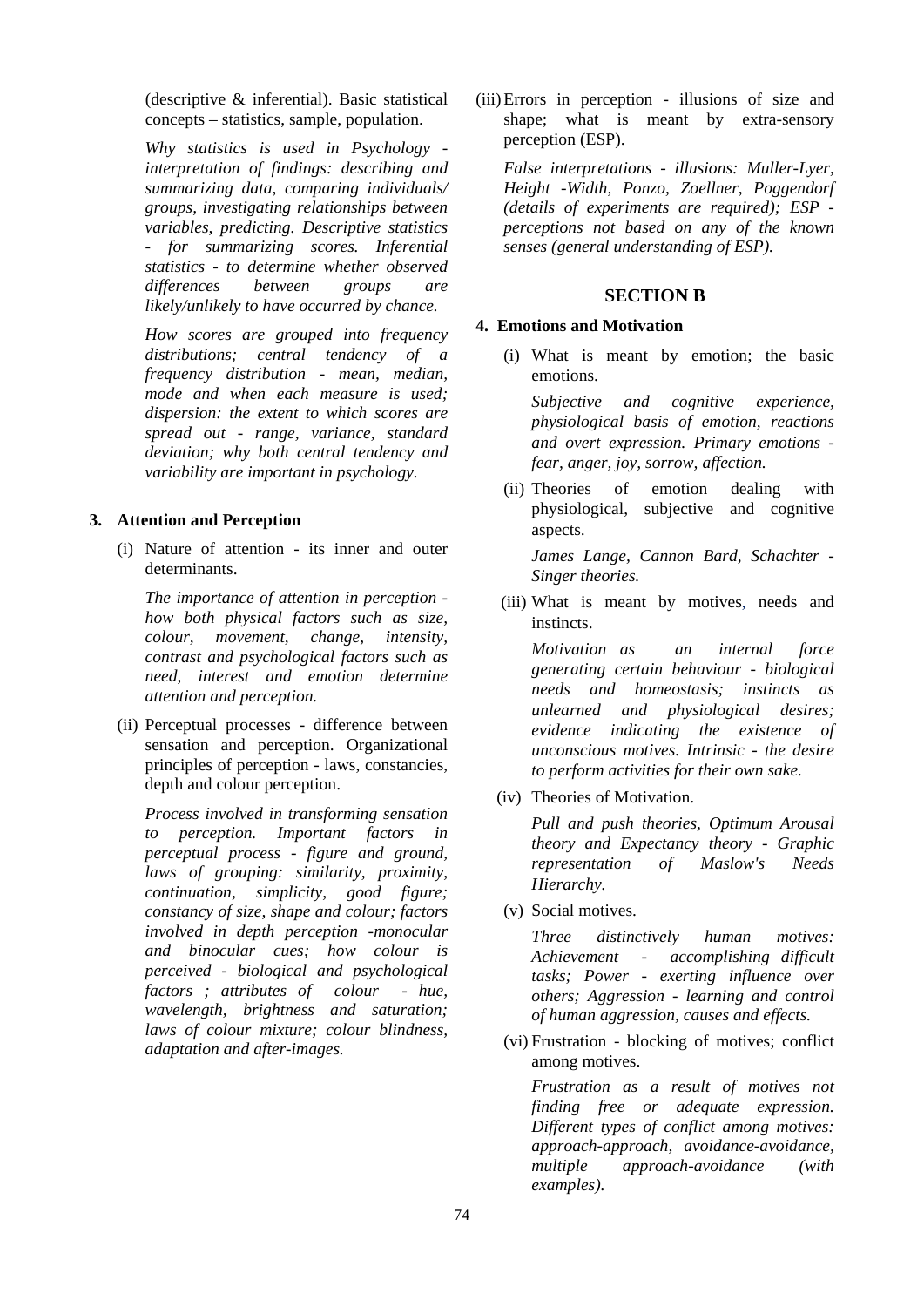(descriptive & inferential). Basic statistical concepts – statistics, sample, population.

*Why statistics is used in Psychology - interpretation of findings: describing and summarizing data, comparing individuals/ groups, investigating relationships between variables, predicting. Descriptive statistics - for summarizing scores. Inferential statistics - to determine whether observed differences between groups are likely/unlikely to have occurred by chance.*

*How scores are grouped into frequency distributions; central tendency of a frequency distribution - mean, median, mode and when each measure is used; dispersion: the extent to which scores are spread out - range, variance, standard deviation; why both central tendency and variability are important in psychology.*

**3. Attention and Perception**

(i) Nature of attention - its inner and outer determinants.

*The importance of attention in perception - how both physical factors such as size, colour, movement, change, intensity, contrast and psychological factors such as need, interest and emotion determine attention and perception.*

(ii) Perceptual processes - difference between sensation and perception. Organizational principles of perception - laws, constancies, depth and colour perception.

*Process involved in transforming sensation to perception. Important factors in perceptual process - figure and ground, laws of grouping: similarity, proximity, continuation, simplicity, good figure; constancy of size, shape and colour; factors involved in depth perception -monocular and binocular cues; how colour is perceived - biological and psychological factors ; attributes of colour - hue, wavelength, brightness and saturation; laws of colour mixture; colour blindness, adaptation and after-images.*

(iii) Errors in perception - illusions of size and shape; what is meant by extra-sensory perception (ESP).

*False interpretations - illusions: Muller-Lyer, Height -Width, Ponzo, Zoellner, Poggendorf (details of experiments are required); ESP - perceptions not based on any of the known senses (general understanding of ESP).*

## SECTION B

**4. Emotions and Motivation**

(i) What is meant by emotion; the basic emotions.

*Subjective and cognitive experience, physiological basis of emotion, reactions and overt expression. Primary emotions - fear, anger, joy, sorrow, affection.*

(ii) Theories of emotion dealing with physiological, subjective and cognitive aspects.

*James Lange, Cannon Bard, Schachter - Singer theories.*

(iii) What is meant by motives, needs and instincts.

*Motivation as an internal force generating certain behaviour - biological needs and homeostasis; instincts as unlearned and physiological desires; evidence indicating the existence of unconscious motives. Intrinsic - the desire to perform activities for their own sake.*

(iv) Theories of Motivation.

*Pull and push theories, Optimum Arousal theory and Expectancy theory - Graphic representation of Maslow's Needs Hierarchy.*

(v) Social motives.

*Three distinctively human motives: Achievement - accomplishing difficult tasks; Power - exerting influence over others; Aggression - learning and control of human aggression, causes and effects.*

(vi) Frustration - blocking of motives; conflict among motives.

*Frustration as a result of motives not finding free or adequate expression. Different types of conflict among motives: approach-approach, avoidance-avoidance, multiple approach-avoidance (with examples).*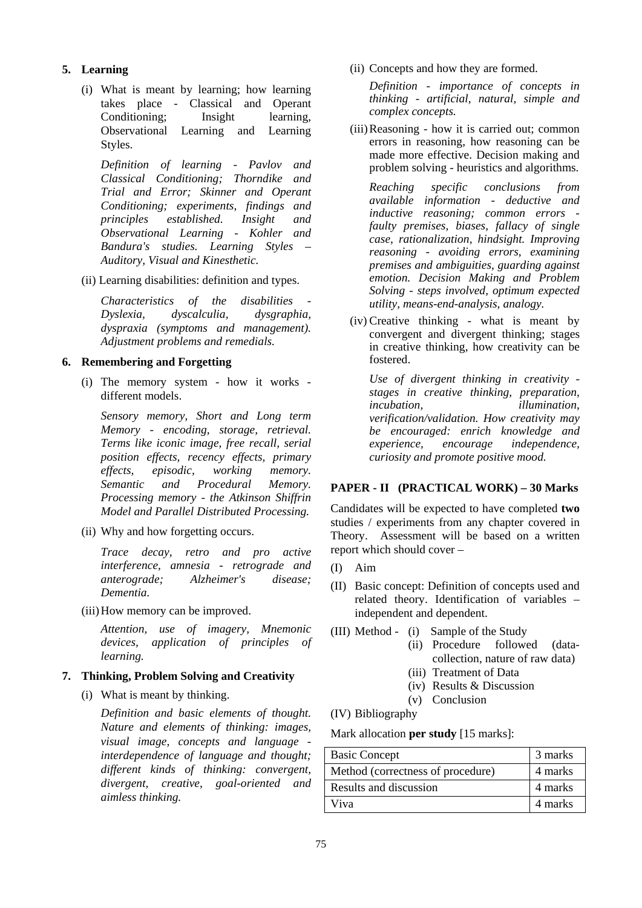**5. Learning**

(i) What is meant by learning; how learning takes place - Classical and Operant Conditioning; Insight learning, Observational Learning and Learning Styles.

*Definition of learning - Pavlov and Classical Conditioning; Thorndike and Trial and Error; Skinner and Operant Conditioning; experiments, findings and principles established. Insight and Observational Learning - Kohler and Bandura's studies. Learning Styles – Auditory, Visual and Kinesthetic.*

(ii) Learning disabilities: definition and types.

*Characteristics of the disabilities - Dyslexia, dyscalculia, dysgraphia, dyspraxia (symptoms and management). Adjustment problems and remedials.*

**6. Remembering and Forgetting**

(i) The memory system - how it works - different models.

*Sensory memory, Short and Long term Memory - encoding, storage, retrieval. Terms like iconic image, free recall, serial position effects, recency effects, primary effects, episodic, working memory. Semantic and Procedural Memory. Processing memory - the Atkinson Shiffrin Model and Parallel Distributed Processing.*

(ii) Why and how forgetting occurs.

*Trace decay, retro and pro active interference, amnesia - retrograde and anterograde; Alzheimer's disease; Dementia.*

(iii) How memory can be improved.

*Attention, use of imagery, Mnemonic devices, application of principles of learning.*

**7. Thinking, Problem Solving and Creativity**

(i) What is meant by thinking.

*Definition and basic elements of thought. Nature and elements of thinking: images, visual image, concepts and language - interdependence of language and thought; different kinds of thinking: convergent, divergent, creative, goal-oriented and aimless thinking.*

(ii) Concepts and how they are formed.

*Definition - importance of concepts in thinking - artificial, natural, simple and complex concepts.*

(iii) Reasoning - how it is carried out; common errors in reasoning, how reasoning can be made more effective. Decision making and problem solving - heuristics and algorithms.

*Reaching specific conclusions from available information - deductive and inductive reasoning; common errors - faulty premises, biases, fallacy of single case, rationalization, hindsight. Improving reasoning - avoiding errors, examining premises and ambiguities, guarding against emotion. Decision Making and Problem Solving - steps involved, optimum expected utility, means-end-analysis, analogy.*

(iv) Creative thinking - what is meant by convergent and divergent thinking; stages in creative thinking, how creativity can be fostered.

*Use of divergent thinking in creativity - stages in creative thinking, preparation, incubation, illumination, verification/validation. How creativity may be encouraged: enrich knowledge and experience, encourage independence, curiosity and promote positive mood.*

**PAPER - II (PRACTICAL WORK) – 30 Marks**

Candidates will be expected to have completed **two** studies / experiments from any chapter covered in Theory. Assessment will be based on a written report which should cover –

(I) Aim

(II) Basic concept: Definition of concepts used and related theory. Identification of variables – independent and dependent.

(III) Method -
  (i) Sample of the Study
  (ii) Procedure followed (data-collection, nature of raw data)
  (iii) Treatment of Data
  (iv) Results & Discussion
  (v) Conclusion

(IV) Bibliography

Mark allocation **per study** [15 marks]:

| Basic Concept | 3 marks |
|---|---|
| Method (correctness of procedure) | 4 marks |
| Results and discussion | 4 marks |
| Viva | 4 marks |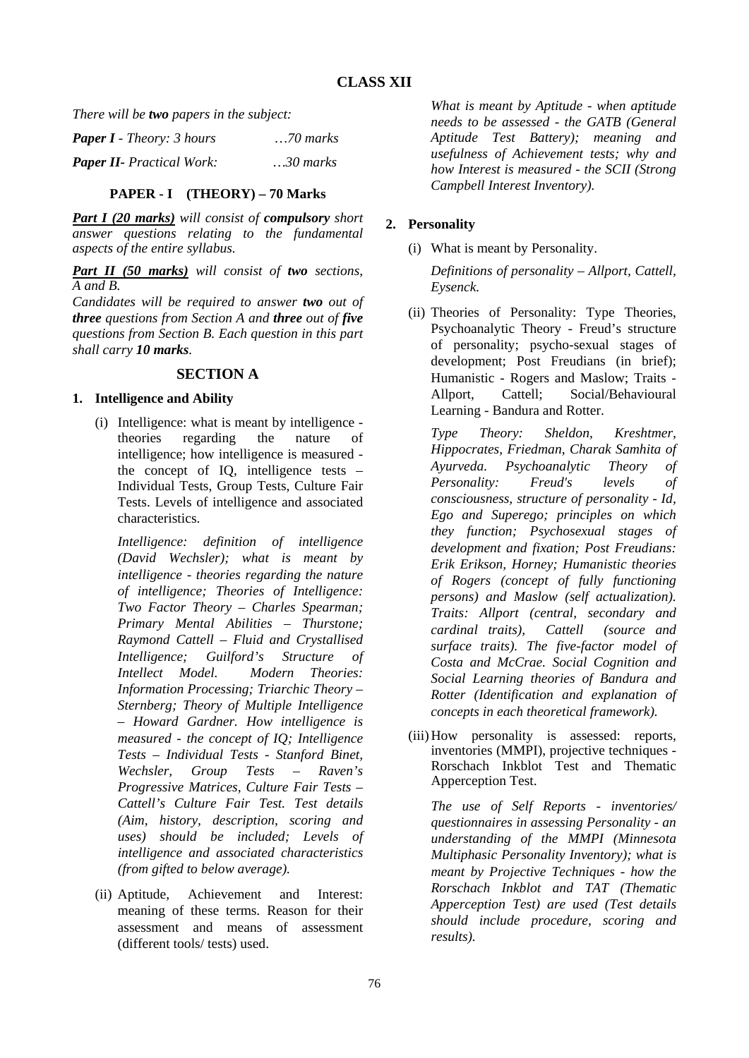# CLASS XII

*There will be **two** papers in the subject:*

| | |
|---|---|
| ***Paper I** - Theory: 3 hours* | *…70 marks* |
| ***Paper II**- Practical Work:* | *….30 marks* |

## PAPER - I (THEORY) – 70 Marks

***Part I (20 marks)** will consist of **compulsory** short answer questions relating to the fundamental aspects of the entire syllabus.*

***Part II (50 marks)** will consist of **two** sections, A and B.*

*Candidates will be required to answer **two** out of **three** questions from Section A and **three** out of **five** questions from Section B. Each question in this part shall carry **10 marks**.*

## SECTION A

### 1. Intelligence and Ability

(i) Intelligence: what is meant by intelligence - theories regarding the nature of intelligence; how intelligence is measured - the concept of IQ, intelligence tests – Individual Tests, Group Tests, Culture Fair Tests. Levels of intelligence and associated characteristics.

*Intelligence: definition of intelligence (David Wechsler); what is meant by intelligence - theories regarding the nature of intelligence; Theories of Intelligence: Two Factor Theory – Charles Spearman; Primary Mental Abilities – Thurstone; Raymond Cattell – Fluid and Crystallised Intelligence; Guilford's Structure of Intellect Model. Modern Theories: Information Processing; Triarchic Theory – Sternberg; Theory of Multiple Intelligence – Howard Gardner. How intelligence is measured - the concept of IQ; Intelligence Tests – Individual Tests - Stanford Binet, Wechsler, Group Tests – Raven's Progressive Matrices, Culture Fair Tests – Cattell's Culture Fair Test. Test details (Aim, history, description, scoring and uses) should be included; Levels of intelligence and associated characteristics (from gifted to below average).*

(ii) Aptitude, Achievement and Interest: meaning of these terms. Reason for their assessment and means of assessment (different tools/ tests) used.

*What is meant by Aptitude - when aptitude needs to be assessed - the GATB (General Aptitude Test Battery); meaning and usefulness of Achievement tests; why and how Interest is measured - the SCII (Strong Campbell Interest Inventory).*

### 2. Personality

(i) What is meant by Personality.

*Definitions of personality – Allport, Cattell, Eysenck.*

(ii) Theories of Personality: Type Theories, Psychoanalytic Theory - Freud's structure of personality; psycho-sexual stages of development; Post Freudians (in brief); Humanistic - Rogers and Maslow; Traits - Allport, Cattell; Social/Behavioural Learning - Bandura and Rotter.

*Type Theory: Sheldon, Kreshtmer, Hippocrates, Friedman, Charak Samhita of Ayurveda. Psychoanalytic Theory of Personality: Freud's levels of consciousness, structure of personality - Id, Ego and Superego; principles on which they function; Psychosexual stages of development and fixation; Post Freudians: Erik Erikson, Horney; Humanistic theories of Rogers (concept of fully functioning persons) and Maslow (self actualization). Traits: Allport (central, secondary and cardinal traits), Cattell (source and surface traits). The five-factor model of Costa and McCrae. Social Cognition and Social Learning theories of Bandura and Rotter (Identification and explanation of concepts in each theoretical framework).*

(iii) How personality is assessed: reports, inventories (MMPI), projective techniques - Rorschach Inkblot Test and Thematic Apperception Test.

*The use of Self Reports - inventories/ questionnaires in assessing Personality - an understanding of the MMPI (Minnesota Multiphasic Personality Inventory); what is meant by Projective Techniques - how the Rorschach Inkblot and TAT (Thematic Apperception Test) are used (Test details should include procedure, scoring and results).*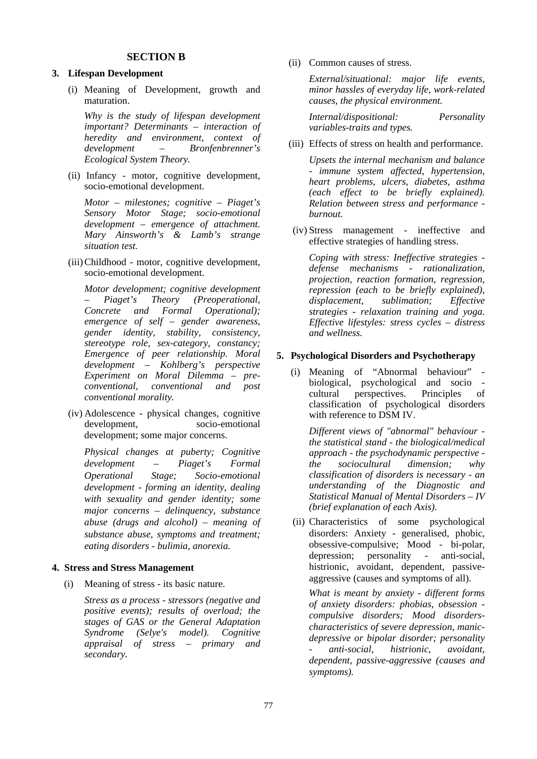## SECTION B

### 3. Lifespan Development

(i) Meaning of Development, growth and maturation.

*Why is the study of lifespan development important? Determinants – interaction of heredity and environment, context of development – Bronfenbrenner's Ecological System Theory.*

(ii) Infancy - motor, cognitive development, socio-emotional development.

*Motor – milestones; cognitive – Piaget's Sensory Motor Stage; socio-emotional development – emergence of attachment. Mary Ainsworth's & Lamb's strange situation test.*

(iii) Childhood - motor, cognitive development, socio-emotional development.

*Motor development; cognitive development – Piaget's Theory (Preoperational, Concrete and Formal Operational); emergence of self – gender awareness, gender identity, stability, consistency, stereotype role, sex-category, constancy; Emergence of peer relationship. Moral development – Kohlberg's perspective Experiment on Moral Dilemma – pre-conventional, conventional and post conventional morality.*

(iv) Adolescence - physical changes, cognitive development, socio-emotional development; some major concerns.

*Physical changes at puberty; Cognitive development – Piaget's Formal Operational Stage; Socio-emotional development - forming an identity, dealing with sexuality and gender identity; some major concerns – delinquency, substance abuse (drugs and alcohol) – meaning of substance abuse, symptoms and treatment; eating disorders - bulimia, anorexia.*

### 4. Stress and Stress Management

(i) Meaning of stress - its basic nature.

*Stress as a process - stressors (negative and positive events); results of overload; the stages of GAS or the General Adaptation Syndrome (Selye's model). Cognitive appraisal of stress – primary and secondary.*

(ii) Common causes of stress.

*External/situational: major life events, minor hassles of everyday life, work-related causes, the physical environment.*

*Internal/dispositional: Personality variables-traits and types.*

(iii) Effects of stress on health and performance.

*Upsets the internal mechanism and balance - immune system affected, hypertension, heart problems, ulcers, diabetes, asthma (each effect to be briefly explained). Relation between stress and performance - burnout.*

(iv) Stress management - ineffective and effective strategies of handling stress.

*Coping with stress: Ineffective strategies - defense mechanisms - rationalization, projection, reaction formation, regression, repression (each to be briefly explained), displacement, sublimation; Effective strategies - relaxation training and yoga. Effective lifestyles: stress cycles – distress and wellness.*

### 5. Psychological Disorders and Psychotherapy

(i) Meaning of "Abnormal behaviour" - biological, psychological and socio - cultural perspectives. Principles of classification of psychological disorders with reference to DSM IV.

*Different views of "abnormal" behaviour - the statistical stand - the biological/medical approach - the psychodynamic perspective - the sociocultural dimension; why classification of disorders is necessary - an understanding of the Diagnostic and Statistical Manual of Mental Disorders – IV (brief explanation of each Axis).*

(ii) Characteristics of some psychological disorders: Anxiety - generalised, phobic, obsessive-compulsive; Mood - bi-polar, depression; personality - anti-social, histrionic, avoidant, dependent, passive-aggressive (causes and symptoms of all).

*What is meant by anxiety - different forms of anxiety disorders: phobias, obsession - compulsive disorders; Mood disorders-characteristics of severe depression, manic-depressive or bipolar disorder; personality - anti-social, histrionic, avoidant, dependent, passive-aggressive (causes and symptoms).*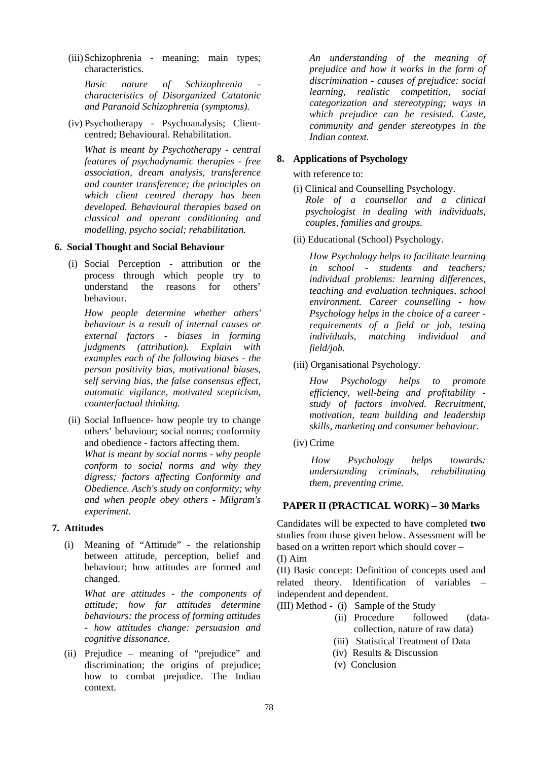(iii) Schizophrenia - meaning; main types; characteristics.

*Basic nature of Schizophrenia - characteristics of Disorganized Catatonic and Paranoid Schizophrenia (symptoms).*

(iv) Psychotherapy - Psychoanalysis; Client-centred; Behavioural. Rehabilitation.

*What is meant by Psychotherapy - central features of psychodynamic therapies - free association, dream analysis, transference and counter transference; the principles on which client centred therapy has been developed. Behavioural therapies based on classical and operant conditioning and modelling, psycho social; rehabilitation.*

**6. Social Thought and Social Behaviour**

(i) Social Perception - attribution or the process through which people try to understand the reasons for others' behaviour.

*How people determine whether others' behaviour is a result of internal causes or external factors - biases in forming judgments (attribution). Explain with examples each of the following biases - the person positivity bias, motivational biases, self serving bias, the false consensus effect, automatic vigilance, motivated scepticism, counterfactual thinking.*

(ii) Social Influence- how people try to change others' behaviour; social norms; conformity and obedience - factors affecting them.
*What is meant by social norms - why people conform to social norms and why they digress; factors affecting Conformity and Obedience. Asch's study on conformity; why and when people obey others - Milgram's experiment.*

**7. Attitudes**

(i) Meaning of "Attitude" - the relationship between attitude, perception, belief and behaviour; how attitudes are formed and changed.

*What are attitudes - the components of attitude; how far attitudes determine behaviours: the process of forming attitudes - how attitudes change: persuasion and cognitive dissonance.*

(ii) Prejudice – meaning of "prejudice" and discrimination; the origins of prejudice; how to combat prejudice. The Indian context.

*An understanding of the meaning of prejudice and how it works in the form of discrimination - causes of prejudice: social learning, realistic competition, social categorization and stereotyping; ways in which prejudice can be resisted. Caste, community and gender stereotypes in the Indian context.*

**8. Applications of Psychology**

with reference to:

(i) Clinical and Counselling Psychology.
*Role of a counsellor and a clinical psychologist in dealing with individuals, couples, families and groups.*

(ii) Educational (School) Psychology.

*How Psychology helps to facilitate learning in school - students and teachers; individual problems: learning differences, teaching and evaluation techniques, school environment. Career counselling - how Psychology helps in the choice of a career - requirements of a field or job, testing individuals, matching individual and field/job.*

(iii) Organisational Psychology.

*How Psychology helps to promote efficiency, well-being and profitability - study of factors involved. Recruitment, motivation, team building and leadership skills, marketing and consumer behaviour.*

(iv) Crime

*How Psychology helps towards: understanding criminals, rehabilitating them, preventing crime.*

**PAPER II (PRACTICAL WORK) – 30 Marks**

Candidates will be expected to have completed **two** studies from those given below. Assessment will be based on a written report which should cover –

(I) Aim

(II) Basic concept: Definition of concepts used and related theory. Identification of variables – independent and dependent.

(III) Method -
- (i) Sample of the Study
- (ii) Procedure followed (data-collection, nature of raw data)
- (iii) Statistical Treatment of Data
- (iv) Results & Discussion
- (v) Conclusion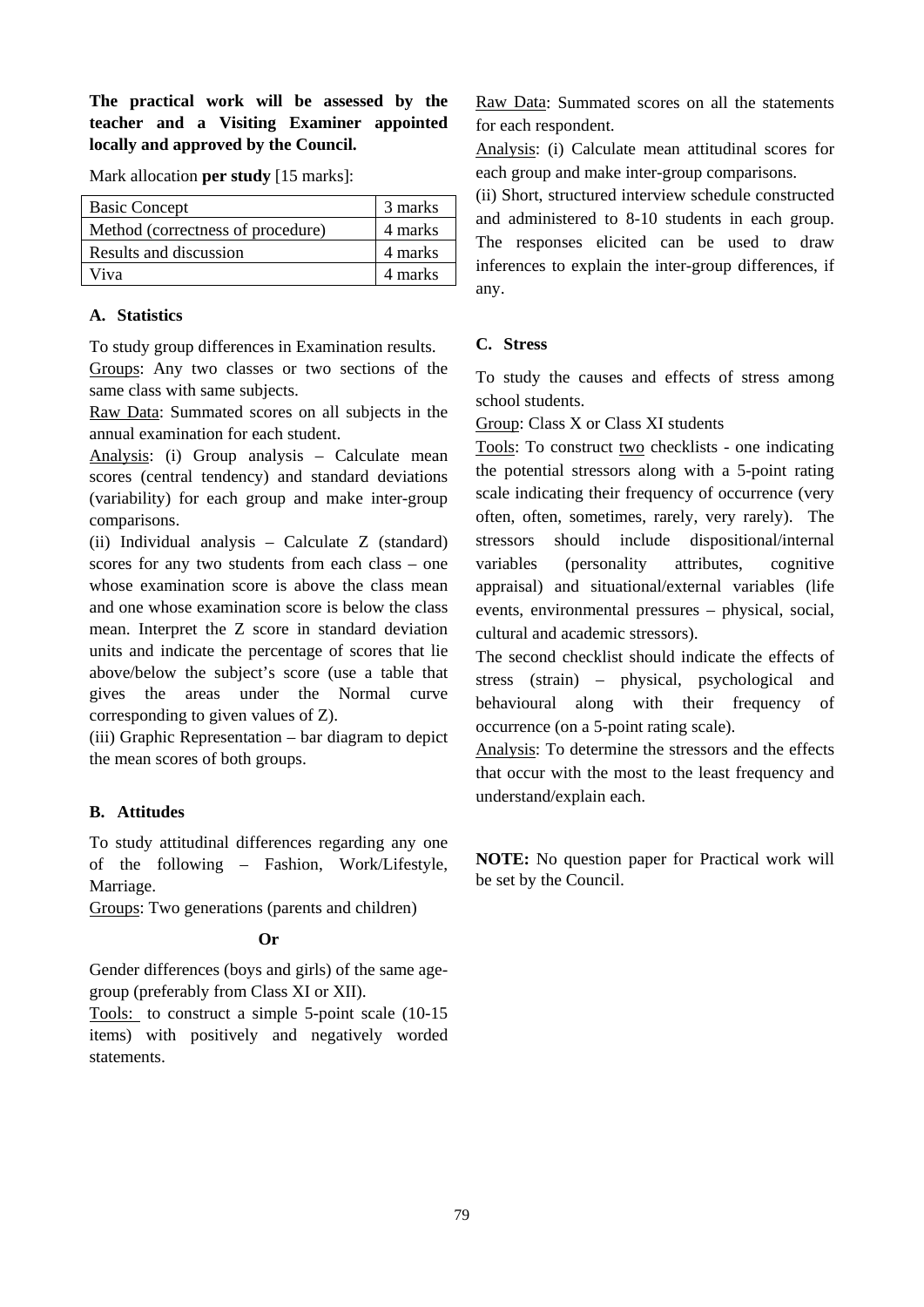**The practical work will be assessed by the teacher and a Visiting Examiner appointed locally and approved by the Council.**

Mark allocation **per study** [15 marks]:

| | |
|---|---|
| Basic Concept | 3 marks |
| Method (correctness of procedure) | 4 marks |
| Results and discussion | 4 marks |
| Viva | 4 marks |

### A. Statistics

To study group differences in Examination results.

Groups: Any two classes or two sections of the same class with same subjects.

Raw Data: Summated scores on all subjects in the annual examination for each student.

Analysis: (i) Group analysis – Calculate mean scores (central tendency) and standard deviations (variability) for each group and make inter-group comparisons.

(ii) Individual analysis – Calculate Z (standard) scores for any two students from each class – one whose examination score is above the class mean and one whose examination score is below the class mean. Interpret the Z score in standard deviation units and indicate the percentage of scores that lie above/below the subject's score (use a table that gives the areas under the Normal curve corresponding to given values of Z).

(iii) Graphic Representation – bar diagram to depict the mean scores of both groups.

### B. Attitudes

To study attitudinal differences regarding any one of the following – Fashion, Work/Lifestyle, Marriage.

Groups: Two generations (parents and children)

**Or**

Gender differences (boys and girls) of the same age-group (preferably from Class XI or XII).

Tools: to construct a simple 5-point scale (10-15 items) with positively and negatively worded statements.

Raw Data: Summated scores on all the statements for each respondent.

Analysis: (i) Calculate mean attitudinal scores for each group and make inter-group comparisons.

(ii) Short, structured interview schedule constructed and administered to 8-10 students in each group. The responses elicited can be used to draw inferences to explain the inter-group differences, if any.

### C. Stress

To study the causes and effects of stress among school students.

Group: Class X or Class XI students

Tools: To construct two checklists - one indicating the potential stressors along with a 5-point rating scale indicating their frequency of occurrence (very often, often, sometimes, rarely, very rarely). The stressors should include dispositional/internal variables (personality attributes, cognitive appraisal) and situational/external variables (life events, environmental pressures – physical, social, cultural and academic stressors).

The second checklist should indicate the effects of stress (strain) – physical, psychological and behavioural along with their frequency of occurrence (on a 5-point rating scale).

Analysis: To determine the stressors and the effects that occur with the most to the least frequency and understand/explain each.

**NOTE:** No question paper for Practical work will be set by the Council.